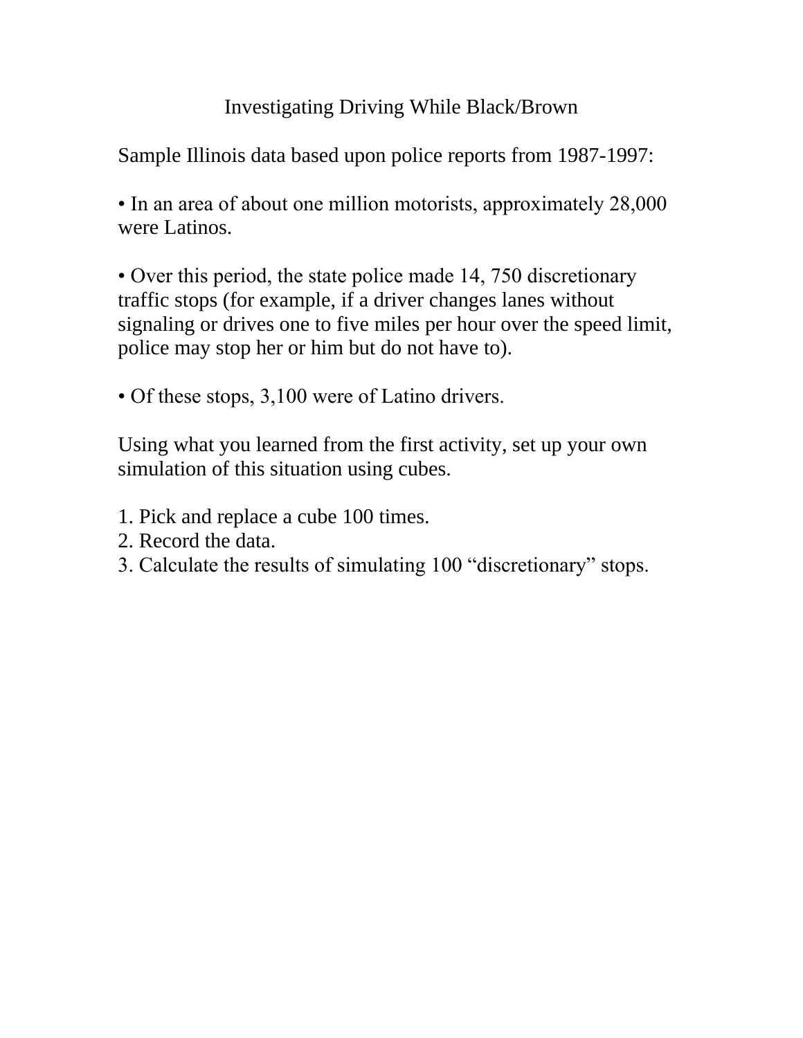# Investigating Driving While Black/Brown

Sample Illinois data based upon police reports from 1987-1997:

- In an area of about one million motorists, approximately 28,000 were Latinos.

- Over this period, the state police made 14, 750 discretionary traffic stops (for example, if a driver changes lanes without signaling or drives one to five miles per hour over the speed limit, police may stop her or him but do not have to).

- Of these stops, 3,100 were of Latino drivers.

Using what you learned from the first activity, set up your own simulation of this situation using cubes.

1. Pick and replace a cube 100 times.
2. Record the data.
3. Calculate the results of simulating 100 "discretionary" stops.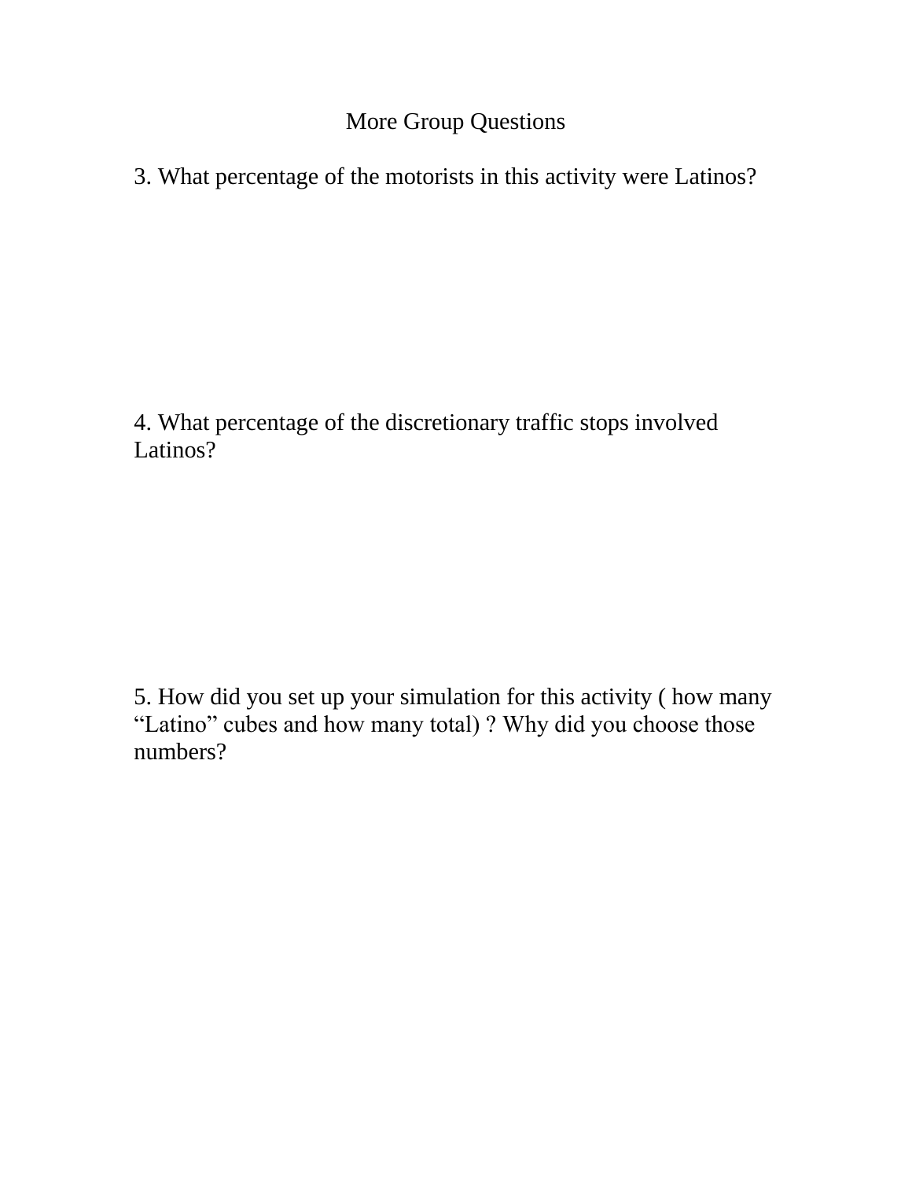# More Group Questions

3. What percentage of the motorists in this activity were Latinos?

4. What percentage of the discretionary traffic stops involved Latinos?

5. How did you set up your simulation for this activity ( how many "Latino" cubes and how many total) ? Why did you choose those numbers?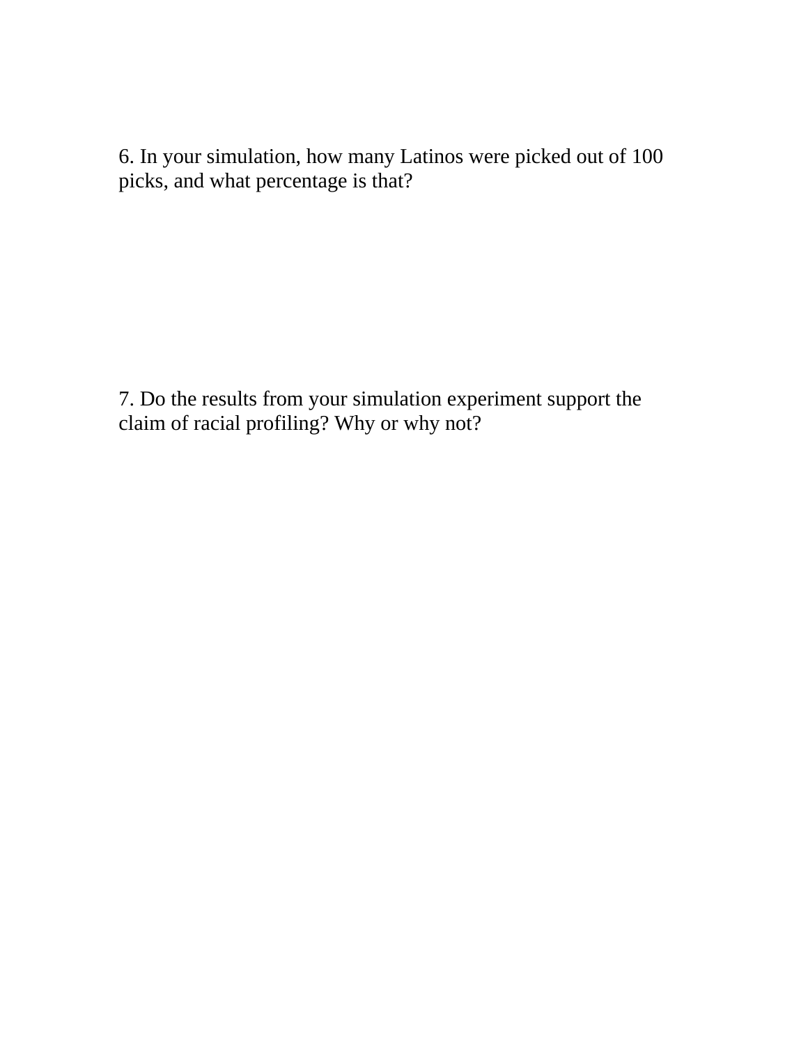6. In your simulation, how many Latinos were picked out of 100 picks, and what percentage is that?

7. Do the results from your simulation experiment support the claim of racial profiling? Why or why not?